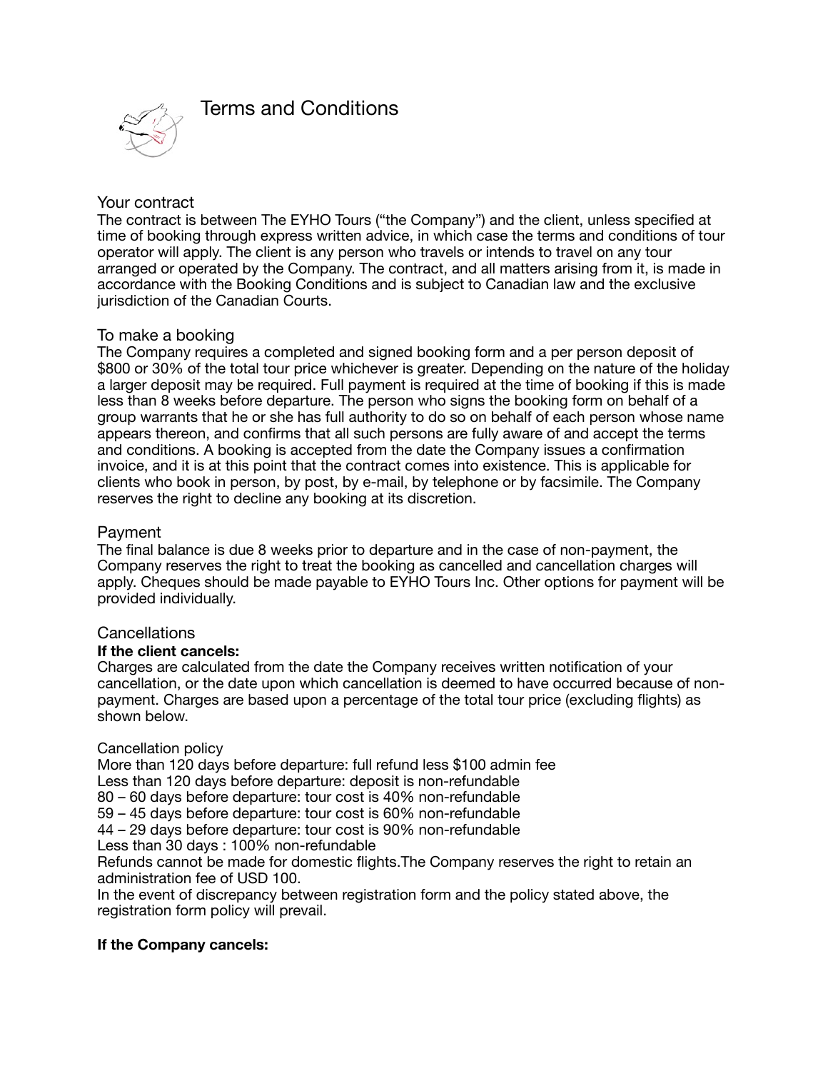# Terms and Conditions

## Your contract

The contract is between The EYHO Tours ("the Company") and the client, unless specified at time of booking through express written advice, in which case the terms and conditions of tour operator will apply. The client is any person who travels or intends to travel on any tour arranged or operated by the Company. The contract, and all matters arising from it, is made in accordance with the Booking Conditions and is subject to Canadian law and the exclusive jurisdiction of the Canadian Courts.

## To make a booking

The Company requires a completed and signed booking form and a per person deposit of $800 or 30% of the total tour price whichever is greater. Depending on the nature of the holiday a larger deposit may be required. Full payment is required at the time of booking if this is made less than 8 weeks before departure. The person who signs the booking form on behalf of a group warrants that he or she has full authority to do so on behalf of each person whose name appears thereon, and confirms that all such persons are fully aware of and accept the terms and conditions. A booking is accepted from the date the Company issues a confirmation invoice, and it is at this point that the contract comes into existence. This is applicable for clients who book in person, by post, by e-mail, by telephone or by facsimile. The Company reserves the right to decline any booking at its discretion.

## Payment

The final balance is due 8 weeks prior to departure and in the case of non-payment, the Company reserves the right to treat the booking as cancelled and cancellation charges will apply. Cheques should be made payable to EYHO Tours Inc. Other options for payment will be provided individually.

## Cancellations

**If the client cancels:**

Charges are calculated from the date the Company receives written notification of your cancellation, or the date upon which cancellation is deemed to have occurred because of non-payment. Charges are based upon a percentage of the total tour price (excluding flights) as shown below.

Cancellation policy

More than 120 days before departure: full refund less $100 admin fee
Less than 120 days before departure: deposit is non-refundable
80 – 60 days before departure: tour cost is 40% non-refundable
59 – 45 days before departure: tour cost is 60% non-refundable
44 – 29 days before departure: tour cost is 90% non-refundable
Less than 30 days : 100% non-refundable
Refunds cannot be made for domestic flights.The Company reserves the right to retain an administration fee of USD 100.
In the event of discrepancy between registration form and the policy stated above, the registration form policy will prevail.

**If the Company cancels:**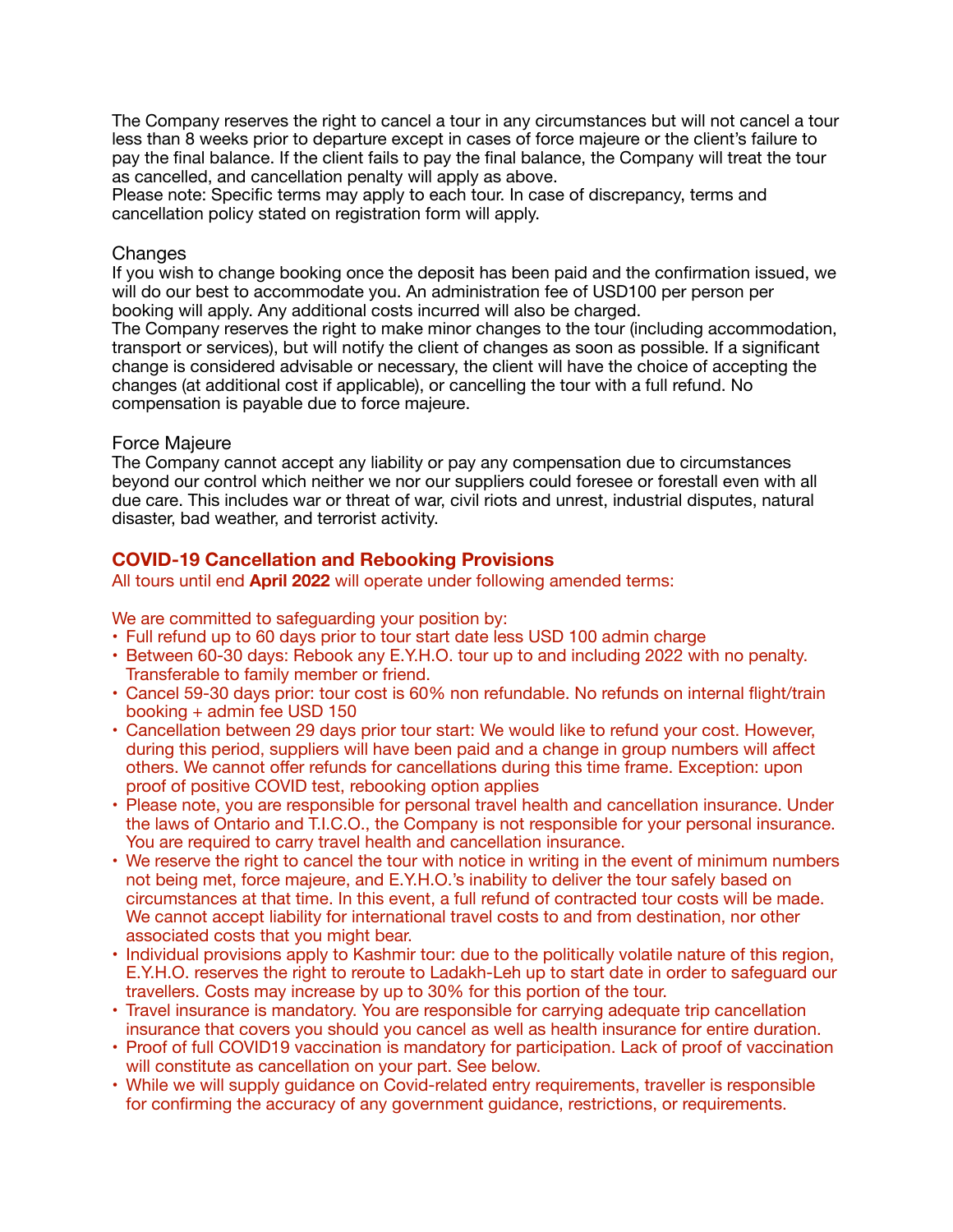The Company reserves the right to cancel a tour in any circumstances but will not cancel a tour less than 8 weeks prior to departure except in cases of force majeure or the client's failure to pay the final balance. If the client fails to pay the final balance, the Company will treat the tour as cancelled, and cancellation penalty will apply as above.
Please note: Specific terms may apply to each tour. In case of discrepancy, terms and cancellation policy stated on registration form will apply.

### Changes

If you wish to change booking once the deposit has been paid and the confirmation issued, we will do our best to accommodate you. An administration fee of USD100 per person per booking will apply. Any additional costs incurred will also be charged.
The Company reserves the right to make minor changes to the tour (including accommodation, transport or services), but will notify the client of changes as soon as possible. If a significant change is considered advisable or necessary, the client will have the choice of accepting the changes (at additional cost if applicable), or cancelling the tour with a full refund. No compensation is payable due to force majeure.

### Force Majeure

The Company cannot accept any liability or pay any compensation due to circumstances beyond our control which neither we nor our suppliers could foresee or forestall even with all due care. This includes war or threat of war, civil riots and unrest, industrial disputes, natural disaster, bad weather, and terrorist activity.

## COVID-19 Cancellation and Rebooking Provisions

All tours until end **April 2022** will operate under following amended terms:

We are committed to safeguarding your position by:

- Full refund up to 60 days prior to tour start date less USD 100 admin charge
- Between 60-30 days: Rebook any E.Y.H.O. tour up to and including 2022 with no penalty. Transferable to family member or friend.
- Cancel 59-30 days prior: tour cost is 60% non refundable. No refunds on internal flight/train booking + admin fee USD 150
- Cancellation between 29 days prior tour start: We would like to refund your cost. However, during this period, suppliers will have been paid and a change in group numbers will affect others. We cannot offer refunds for cancellations during this time frame. Exception: upon proof of positive COVID test, rebooking option applies
- Please note, you are responsible for personal travel health and cancellation insurance. Under the laws of Ontario and T.I.C.O., the Company is not responsible for your personal insurance. You are required to carry travel health and cancellation insurance.
- We reserve the right to cancel the tour with notice in writing in the event of minimum numbers not being met, force majeure, and E.Y.H.O.'s inability to deliver the tour safely based on circumstances at that time. In this event, a full refund of contracted tour costs will be made. We cannot accept liability for international travel costs to and from destination, nor other associated costs that you might bear.
- Individual provisions apply to Kashmir tour: due to the politically volatile nature of this region, E.Y.H.O. reserves the right to reroute to Ladakh-Leh up to start date in order to safeguard our travellers. Costs may increase by up to 30% for this portion of the tour.
- Travel insurance is mandatory. You are responsible for carrying adequate trip cancellation insurance that covers you should you cancel as well as health insurance for entire duration.
- Proof of full COVID19 vaccination is mandatory for participation. Lack of proof of vaccination will constitute as cancellation on your part. See below.
- While we will supply guidance on Covid-related entry requirements, traveller is responsible for confirming the accuracy of any government guidance, restrictions, or requirements.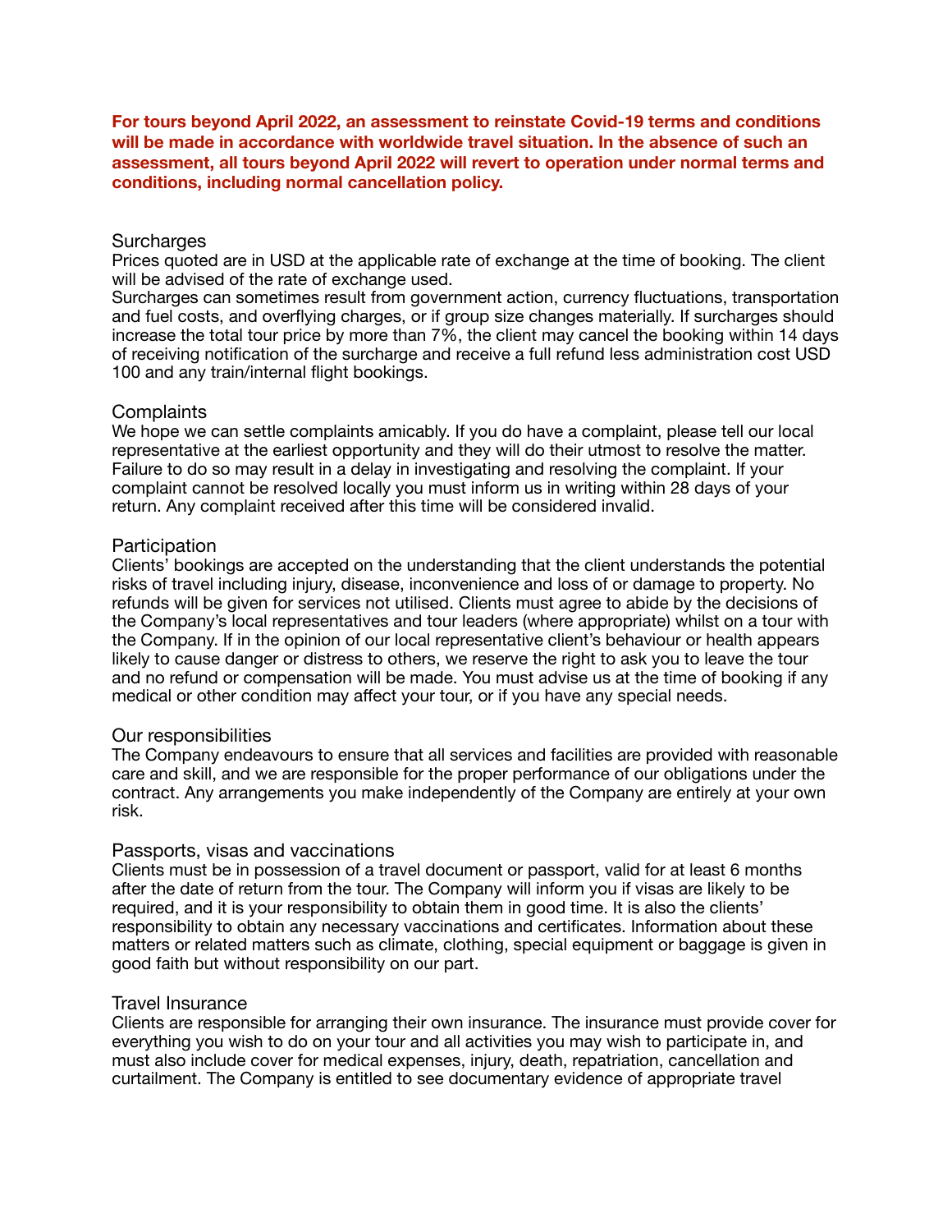**For tours beyond April 2022, an assessment to reinstate Covid-19 terms and conditions will be made in accordance with worldwide travel situation. In the absence of such an assessment, all tours beyond April 2022 will revert to operation under normal terms and conditions, including normal cancellation policy.**

## Surcharges

Prices quoted are in USD at the applicable rate of exchange at the time of booking. The client will be advised of the rate of exchange used.

Surcharges can sometimes result from government action, currency fluctuations, transportation and fuel costs, and overflying charges, or if group size changes materially. If surcharges should increase the total tour price by more than 7%, the client may cancel the booking within 14 days of receiving notification of the surcharge and receive a full refund less administration cost USD 100 and any train/internal flight bookings.

## Complaints

We hope we can settle complaints amicably. If you do have a complaint, please tell our local representative at the earliest opportunity and they will do their utmost to resolve the matter. Failure to do so may result in a delay in investigating and resolving the complaint. If your complaint cannot be resolved locally you must inform us in writing within 28 days of your return. Any complaint received after this time will be considered invalid.

## Participation

Clients' bookings are accepted on the understanding that the client understands the potential risks of travel including injury, disease, inconvenience and loss of or damage to property. No refunds will be given for services not utilised. Clients must agree to abide by the decisions of the Company's local representatives and tour leaders (where appropriate) whilst on a tour with the Company. If in the opinion of our local representative client's behaviour or health appears likely to cause danger or distress to others, we reserve the right to ask you to leave the tour and no refund or compensation will be made. You must advise us at the time of booking if any medical or other condition may affect your tour, or if you have any special needs.

## Our responsibilities

The Company endeavours to ensure that all services and facilities are provided with reasonable care and skill, and we are responsible for the proper performance of our obligations under the contract. Any arrangements you make independently of the Company are entirely at your own risk.

## Passports, visas and vaccinations

Clients must be in possession of a travel document or passport, valid for at least 6 months after the date of return from the tour. The Company will inform you if visas are likely to be required, and it is your responsibility to obtain them in good time. It is also the clients' responsibility to obtain any necessary vaccinations and certificates. Information about these matters or related matters such as climate, clothing, special equipment or baggage is given in good faith but without responsibility on our part.

## Travel Insurance

Clients are responsible for arranging their own insurance. The insurance must provide cover for everything you wish to do on your tour and all activities you may wish to participate in, and must also include cover for medical expenses, injury, death, repatriation, cancellation and curtailment. The Company is entitled to see documentary evidence of appropriate travel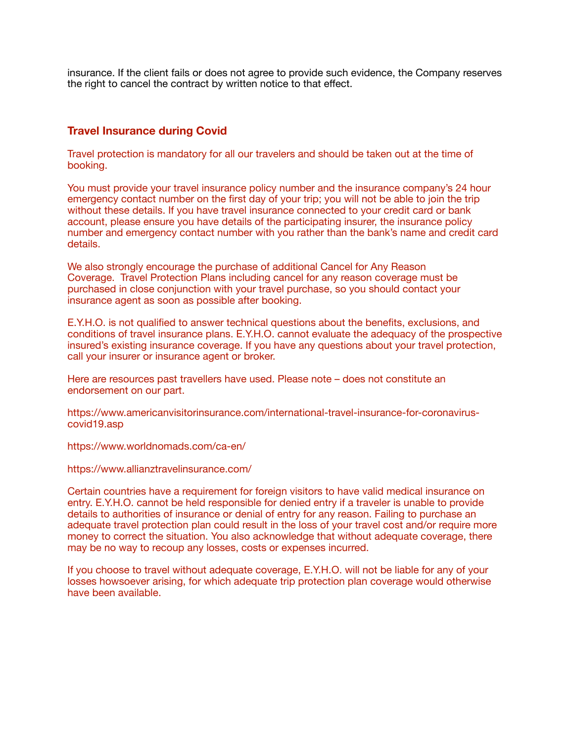insurance. If the client fails or does not agree to provide such evidence, the Company reserves the right to cancel the contract by written notice to that effect.

## Travel Insurance during Covid

Travel protection is mandatory for all our travelers and should be taken out at the time of booking.

You must provide your travel insurance policy number and the insurance company's 24 hour emergency contact number on the first day of your trip; you will not be able to join the trip without these details. If you have travel insurance connected to your credit card or bank account, please ensure you have details of the participating insurer, the insurance policy number and emergency contact number with you rather than the bank's name and credit card details.

We also strongly encourage the purchase of additional Cancel for Any Reason Coverage. Travel Protection Plans including cancel for any reason coverage must be purchased in close conjunction with your travel purchase, so you should contact your insurance agent as soon as possible after booking.

E.Y.H.O. is not qualified to answer technical questions about the benefits, exclusions, and conditions of travel insurance plans. E.Y.H.O. cannot evaluate the adequacy of the prospective insured's existing insurance coverage. If you have any questions about your travel protection, call your insurer or insurance agent or broker.

Here are resources past travellers have used. Please note – does not constitute an endorsement on our part.

https://www.americanvisitorinsurance.com/international-travel-insurance-for-coronavirus-covid19.asp

https://www.worldnomads.com/ca-en/

https://www.allianztravelinsurance.com/

Certain countries have a requirement for foreign visitors to have valid medical insurance on entry. E.Y.H.O. cannot be held responsible for denied entry if a traveler is unable to provide details to authorities of insurance or denial of entry for any reason. Failing to purchase an adequate travel protection plan could result in the loss of your travel cost and/or require more money to correct the situation. You also acknowledge that without adequate coverage, there may be no way to recoup any losses, costs or expenses incurred.

If you choose to travel without adequate coverage, E.Y.H.O. will not be liable for any of your losses howsoever arising, for which adequate trip protection plan coverage would otherwise have been available.